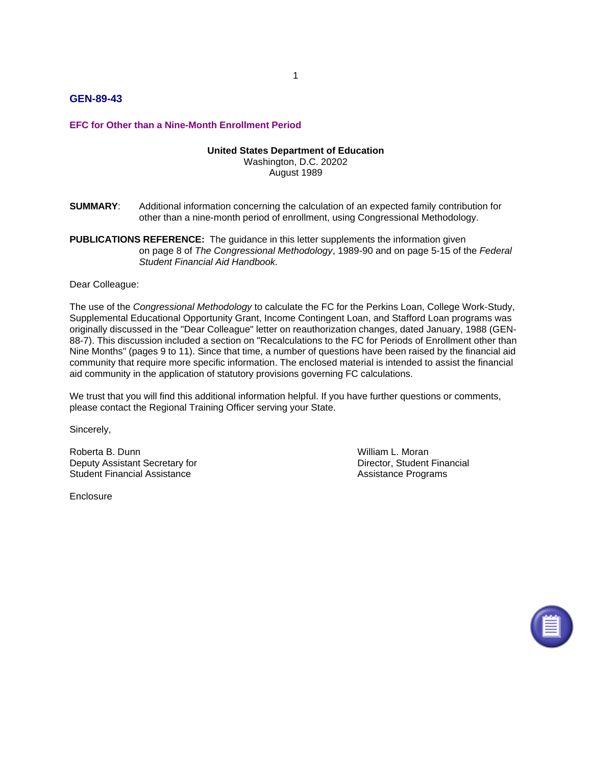# GEN-89-43

## EFC for Other than a Nine-Month Enrollment Period

**United States Department of Education**
Washington, D.C. 20202
August 1989

**SUMMARY**: Additional information concerning the calculation of an expected family contribution for other than a nine-month period of enrollment, using Congressional Methodology.

**PUBLICATIONS REFERENCE:** The guidance in this letter supplements the information given on page 8 of *The Congressional Methodology*, 1989-90 and on page 5-15 of the *Federal Student Financial Aid Handbook.*

Dear Colleague:

The use of the *Congressional Methodology* to calculate the FC for the Perkins Loan, College Work-Study, Supplemental Educational Opportunity Grant, Income Contingent Loan, and Stafford Loan programs was originally discussed in the "Dear Colleague" letter on reauthorization changes, dated January, 1988 (GEN-88-7). This discussion included a section on "Recalculations to the FC for Periods of Enrollment other than Nine Months" (pages 9 to 11). Since that time, a number of questions have been raised by the financial aid community that require more specific information. The enclosed material is intended to assist the financial aid community in the application of statutory provisions governing FC calculations.

We trust that you will find this additional information helpful. If you have further questions or comments, please contact the Regional Training Officer serving your State.

Sincerely,

Roberta B. Dunn
Deputy Assistant Secretary for
Student Financial Assistance

William L. Moran
Director, Student Financial
Assistance Programs

Enclosure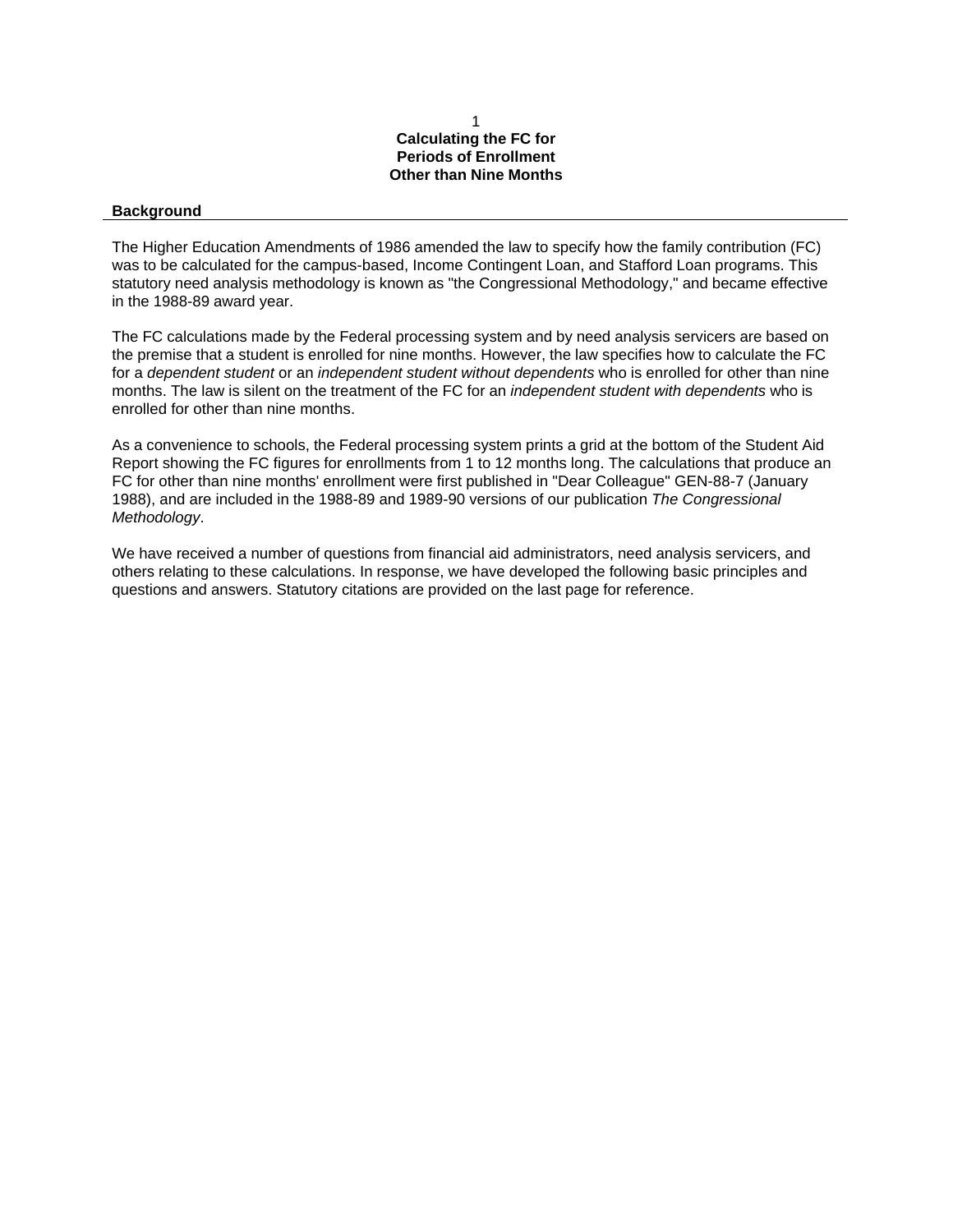# Calculating the FC for Periods of Enrollment Other than Nine Months

## Background

The Higher Education Amendments of 1986 amended the law to specify how the family contribution (FC) was to be calculated for the campus-based, Income Contingent Loan, and Stafford Loan programs. This statutory need analysis methodology is known as "the Congressional Methodology," and became effective in the 1988-89 award year.

The FC calculations made by the Federal processing system and by need analysis servicers are based on the premise that a student is enrolled for nine months. However, the law specifies how to calculate the FC for a *dependent student* or an *independent student without dependents* who is enrolled for other than nine months. The law is silent on the treatment of the FC for an *independent student with dependents* who is enrolled for other than nine months.

As a convenience to schools, the Federal processing system prints a grid at the bottom of the Student Aid Report showing the FC figures for enrollments from 1 to 12 months long. The calculations that produce an FC for other than nine months' enrollment were first published in "Dear Colleague" GEN-88-7 (January 1988), and are included in the 1988-89 and 1989-90 versions of our publication *The Congressional Methodology*.

We have received a number of questions from financial aid administrators, need analysis servicers, and others relating to these calculations. In response, we have developed the following basic principles and questions and answers. Statutory citations are provided on the last page for reference.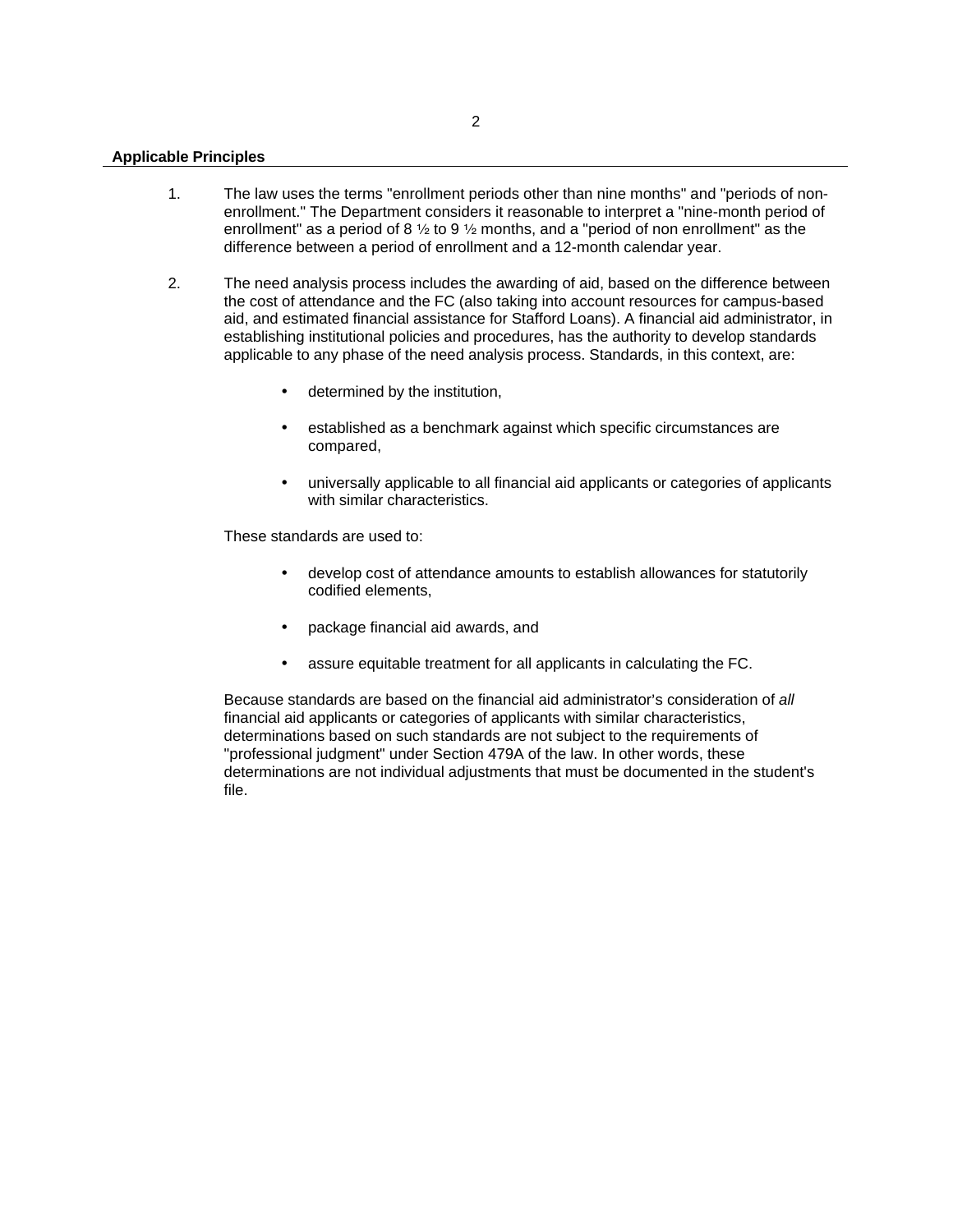**Applicable Principles**

1. The law uses the terms "enrollment periods other than nine months" and "periods of non-enrollment." The Department considers it reasonable to interpret a "nine-month period of enrollment" as a period of 8 ½ to 9 ½ months, and a "period of non enrollment" as the difference between a period of enrollment and a 12-month calendar year.

2. The need analysis process includes the awarding of aid, based on the difference between the cost of attendance and the FC (also taking into account resources for campus-based aid, and estimated financial assistance for Stafford Loans). A financial aid administrator, in establishing institutional policies and procedures, has the authority to develop standards applicable to any phase of the need analysis process. Standards, in this context, are:

   - determined by the institution,
   - established as a benchmark against which specific circumstances are compared,
   - universally applicable to all financial aid applicants or categories of applicants with similar characteristics.

   These standards are used to:

   - develop cost of attendance amounts to establish allowances for statutorily codified elements,
   - package financial aid awards, and
   - assure equitable treatment for all applicants in calculating the FC.

   Because standards are based on the financial aid administrator's consideration of *all* financial aid applicants or categories of applicants with similar characteristics, determinations based on such standards are not subject to the requirements of "professional judgment" under Section 479A of the law. In other words, these determinations are not individual adjustments that must be documented in the student's file.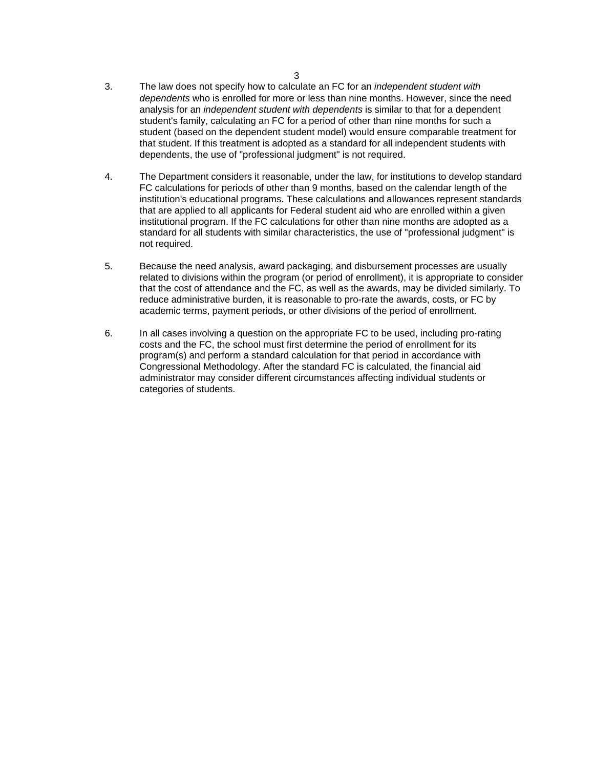3. The law does not specify how to calculate an FC for an *independent student with dependents* who is enrolled for more or less than nine months. However, since the need analysis for an *independent student with dependents* is similar to that for a dependent student's family, calculating an FC for a period of other than nine months for such a student (based on the dependent student model) would ensure comparable treatment for that student. If this treatment is adopted as a standard for all independent students with dependents, the use of "professional judgment" is not required.

4. The Department considers it reasonable, under the law, for institutions to develop standard FC calculations for periods of other than 9 months, based on the calendar length of the institution's educational programs. These calculations and allowances represent standards that are applied to all applicants for Federal student aid who are enrolled within a given institutional program. If the FC calculations for other than nine months are adopted as a standard for all students with similar characteristics, the use of "professional judgment" is not required.

5. Because the need analysis, award packaging, and disbursement processes are usually related to divisions within the program (or period of enrollment), it is appropriate to consider that the cost of attendance and the FC, as well as the awards, may be divided similarly. To reduce administrative burden, it is reasonable to pro-rate the awards, costs, or FC by academic terms, payment periods, or other divisions of the period of enrollment.

6. In all cases involving a question on the appropriate FC to be used, including pro-rating costs and the FC, the school must first determine the period of enrollment for its program(s) and perform a standard calculation for that period in accordance with Congressional Methodology. After the standard FC is calculated, the financial aid administrator may consider different circumstances affecting individual students or categories of students.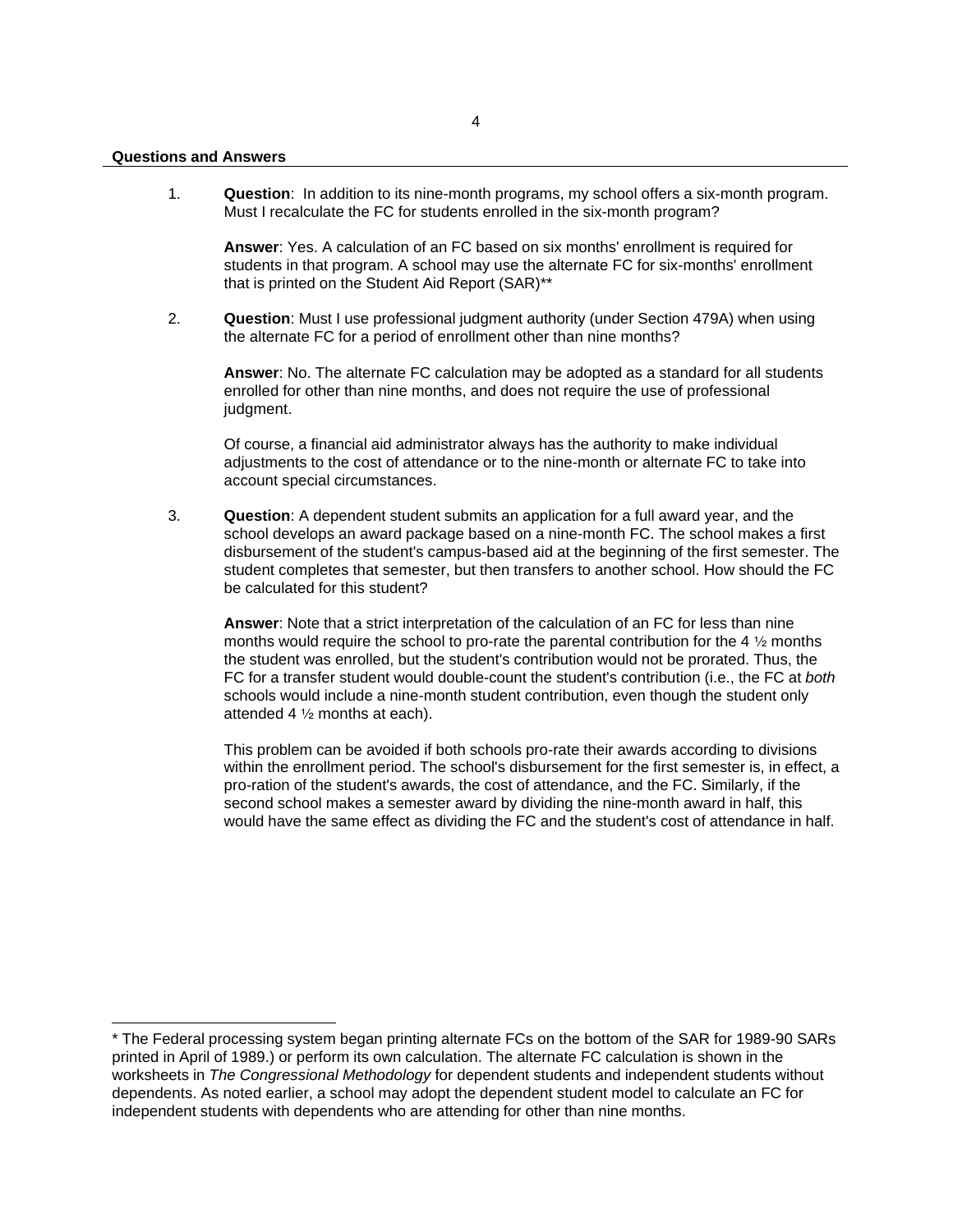**Questions and Answers**

1. **Question**: In addition to its nine-month programs, my school offers a six-month program. Must I recalculate the FC for students enrolled in the six-month program?

   **Answer**: Yes. A calculation of an FC based on six months' enrollment is required for students in that program. A school may use the alternate FC for six-months' enrollment that is printed on the Student Aid Report (SAR)**

2. **Question**: Must I use professional judgment authority (under Section 479A) when using the alternate FC for a period of enrollment other than nine months?

   **Answer**: No. The alternate FC calculation may be adopted as a standard for all students enrolled for other than nine months, and does not require the use of professional judgment.

   Of course, a financial aid administrator always has the authority to make individual adjustments to the cost of attendance or to the nine-month or alternate FC to take into account special circumstances.

3. **Question**: A dependent student submits an application for a full award year, and the school develops an award package based on a nine-month FC. The school makes a first disbursement of the student's campus-based aid at the beginning of the first semester. The student completes that semester, but then transfers to another school. How should the FC be calculated for this student?

   **Answer**: Note that a strict interpretation of the calculation of an FC for less than nine months would require the school to pro-rate the parental contribution for the 4 ½ months the student was enrolled, but the student's contribution would not be prorated. Thus, the FC for a transfer student would double-count the student's contribution (i.e., the FC at *both* schools would include a nine-month student contribution, even though the student only attended 4 ½ months at each).

   This problem can be avoided if both schools pro-rate their awards according to divisions within the enrollment period. The school's disbursement for the first semester is, in effect, a pro-ration of the student's awards, the cost of attendance, and the FC. Similarly, if the second school makes a semester award by dividing the nine-month award in half, this would have the same effect as dividing the FC and the student's cost of attendance in half.

---

* The Federal processing system began printing alternate FCs on the bottom of the SAR for 1989-90 SARs printed in April of 1989.) or perform its own calculation. The alternate FC calculation is shown in the worksheets in *The Congressional Methodology* for dependent students and independent students without dependents. As noted earlier, a school may adopt the dependent student model to calculate an FC for independent students with dependents who are attending for other than nine months.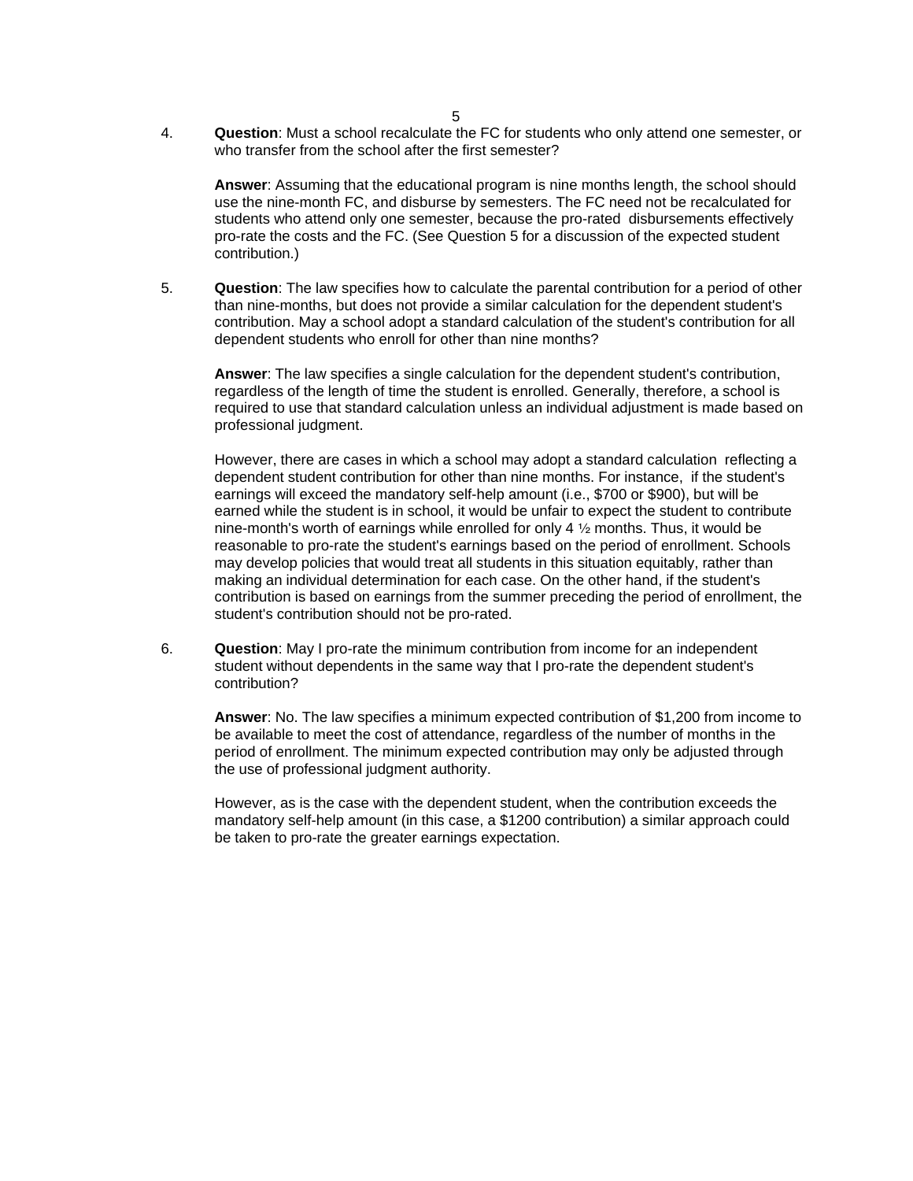4. **Question**: Must a school recalculate the FC for students who only attend one semester, or who transfer from the school after the first semester?

   **Answer**: Assuming that the educational program is nine months length, the school should use the nine-month FC, and disburse by semesters. The FC need not be recalculated for students who attend only one semester, because the pro-rated disbursements effectively pro-rate the costs and the FC. (See Question 5 for a discussion of the expected student contribution.)

5. **Question**: The law specifies how to calculate the parental contribution for a period of other than nine-months, but does not provide a similar calculation for the dependent student's contribution. May a school adopt a standard calculation of the student's contribution for all dependent students who enroll for other than nine months?

   **Answer**: The law specifies a single calculation for the dependent student's contribution, regardless of the length of time the student is enrolled. Generally, therefore, a school is required to use that standard calculation unless an individual adjustment is made based on professional judgment.

   However, there are cases in which a school may adopt a standard calculation reflecting a dependent student contribution for other than nine months. For instance, if the student's earnings will exceed the mandatory self-help amount (i.e., $700 or $900), but will be earned while the student is in school, it would be unfair to expect the student to contribute nine-month's worth of earnings while enrolled for only 4 ½ months. Thus, it would be reasonable to pro-rate the student's earnings based on the period of enrollment. Schools may develop policies that would treat all students in this situation equitably, rather than making an individual determination for each case. On the other hand, if the student's contribution is based on earnings from the summer preceding the period of enrollment, the student's contribution should not be pro-rated.

6. **Question**: May I pro-rate the minimum contribution from income for an independent student without dependents in the same way that I pro-rate the dependent student's contribution?

   **Answer**: No. The law specifies a minimum expected contribution of $1,200 from income to be available to meet the cost of attendance, regardless of the number of months in the period of enrollment. The minimum expected contribution may only be adjusted through the use of professional judgment authority.

   However, as is the case with the dependent student, when the contribution exceeds the mandatory self-help amount (in this case, a $1200 contribution) a similar approach could be taken to pro-rate the greater earnings expectation.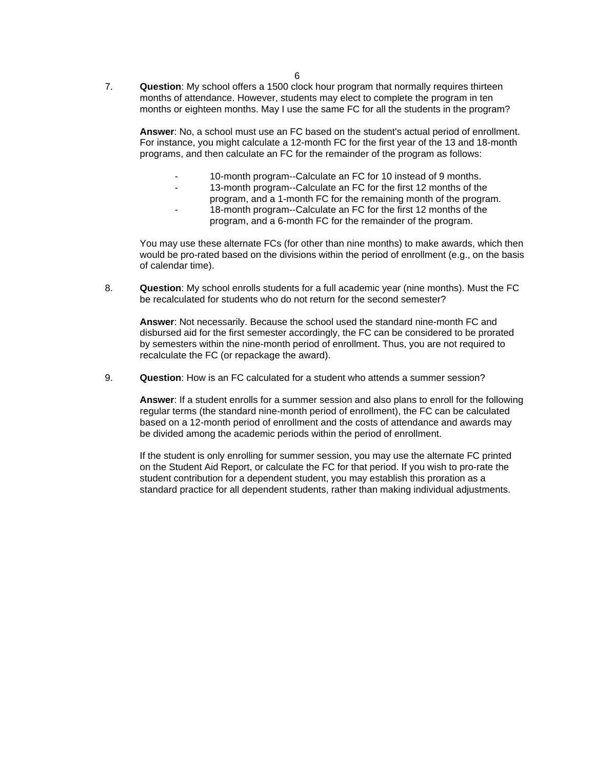7. **Question**: My school offers a 1500 clock hour program that normally requires thirteen months of attendance. However, students may elect to complete the program in ten months or eighteen months. May I use the same FC for all the students in the program?

   **Answer**: No, a school must use an FC based on the student's actual period of enrollment. For instance, you might calculate a 12-month FC for the first year of the 13 and 18-month programs, and then calculate an FC for the remainder of the program as follows:

   - 10-month program--Calculate an FC for 10 instead of 9 months.
   - 13-month program--Calculate an FC for the first 12 months of the program, and a 1-month FC for the remaining month of the program.
   - 18-month program--Calculate an FC for the first 12 months of the program, and a 6-month FC for the remainder of the program.

   You may use these alternate FCs (for other than nine months) to make awards, which then would be pro-rated based on the divisions within the period of enrollment (e.g., on the basis of calendar time).

8. **Question**: My school enrolls students for a full academic year (nine months). Must the FC be recalculated for students who do not return for the second semester?

   **Answer**: Not necessarily. Because the school used the standard nine-month FC and disbursed aid for the first semester accordingly, the FC can be considered to be prorated by semesters within the nine-month period of enrollment. Thus, you are not required to recalculate the FC (or repackage the award).

9. **Question**: How is an FC calculated for a student who attends a summer session?

   **Answer**: If a student enrolls for a summer session and also plans to enroll for the following regular terms (the standard nine-month period of enrollment), the FC can be calculated based on a 12-month period of enrollment and the costs of attendance and awards may be divided among the academic periods within the period of enrollment.

   If the student is only enrolling for summer session, you may use the alternate FC printed on the Student Aid Report, or calculate the FC for that period. If you wish to pro-rate the student contribution for a dependent student, you may establish this proration as a standard practice for all dependent students, rather than making individual adjustments.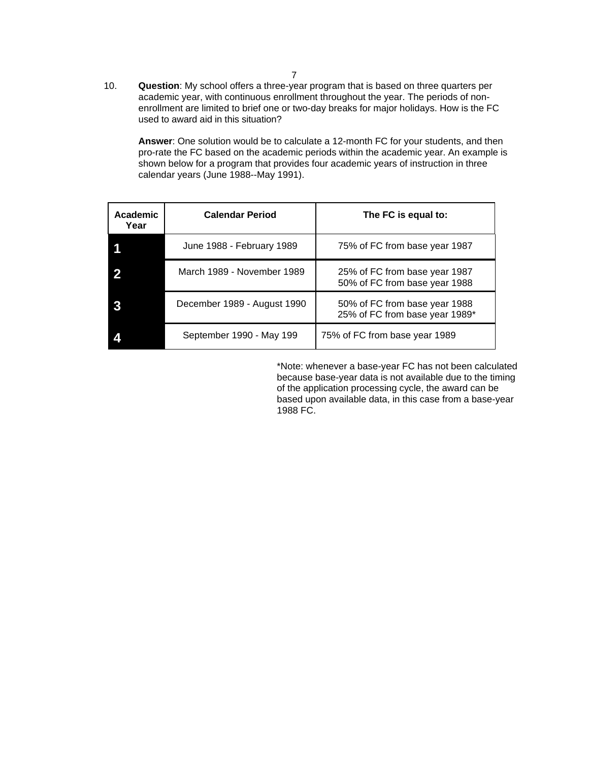10. **Question**: My school offers a three-year program that is based on three quarters per academic year, with continuous enrollment throughout the year. The periods of non-enrollment are limited to brief one or two-day breaks for major holidays. How is the FC used to award aid in this situation?

    **Answer**: One solution would be to calculate a 12-month FC for your students, and then pro-rate the FC based on the academic periods within the academic year. An example is shown below for a program that provides four academic years of instruction in three calendar years (June 1988--May 1991).

| Academic Year | Calendar Period | The FC is equal to: |
|---|---|---|
| 1 | June 1988 - February 1989 | 75% of FC from base year 1987 |
| 2 | March 1989 - November 1989 | 25% of FC from base year 1987<br>50% of FC from base year 1988 |
| 3 | December 1989 - August 1990 | 50% of FC from base year 1988<br>25% of FC from base year 1989* |
| 4 | September 1990 - May 199 | 75% of FC from base year 1989 |

*Note: whenever a base-year FC has not been calculated because base-year data is not available due to the timing of the application processing cycle, the award can be based upon available data, in this case from a base-year 1988 FC.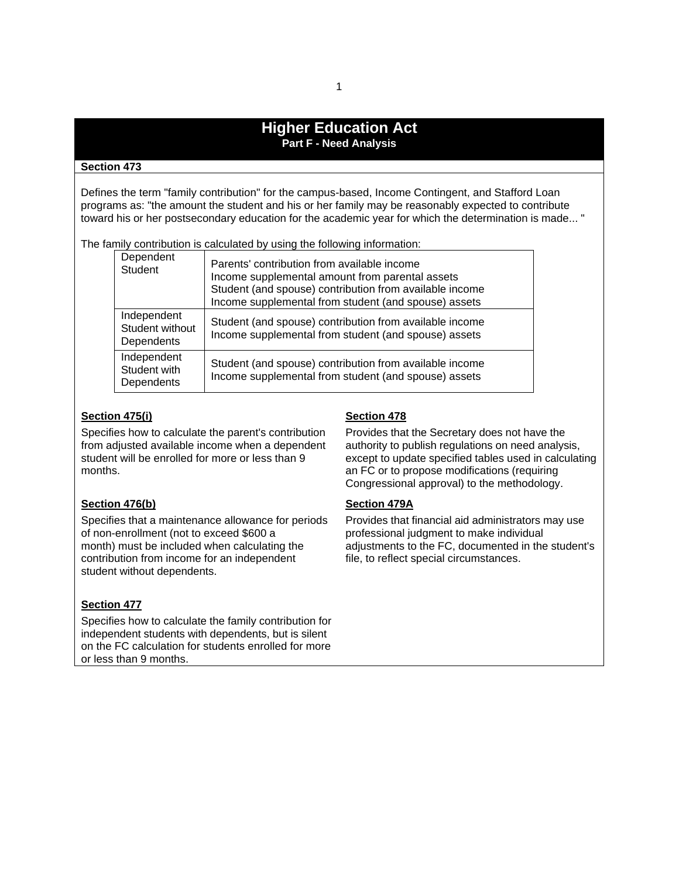# Higher Education Act

## Part F - Need Analysis

### Section 473

Defines the term "family contribution" for the campus-based, Income Contingent, and Stafford Loan programs as: "the amount the student and his or her family may be reasonably expected to contribute toward his or her postsecondary education for the academic year for which the determination is made... "

The family contribution is calculated by using the following information:

| | |
|---|---|
| Dependent Student | Parents' contribution from available income<br>Income supplemental amount from parental assets<br>Student (and spouse) contribution from available income<br>Income supplemental from student (and spouse) assets |
| Independent Student without Dependents | Student (and spouse) contribution from available income<br>Income supplemental from student (and spouse) assets |
| Independent Student with Dependents | Student (and spouse) contribution from available income<br>Income supplemental from student (and spouse) assets |

### Section 475(i)

Specifies how to calculate the parent's contribution from adjusted available income when a dependent student will be enrolled for more or less than 9 months.

### Section 476(b)

Specifies that a maintenance allowance for periods of non-enrollment (not to exceed $600 a month) must be included when calculating the contribution from income for an independent student without dependents.

### Section 477

Specifies how to calculate the family contribution for independent students with dependents, but is silent on the FC calculation for students enrolled for more or less than 9 months.

### Section 478

Provides that the Secretary does not have the authority to publish regulations on need analysis, except to update specified tables used in calculating an FC or to propose modifications (requiring Congressional approval) to the methodology.

### Section 479A

Provides that financial aid administrators may use professional judgment to make individual adjustments to the FC, documented in the student's file, to reflect special circumstances.